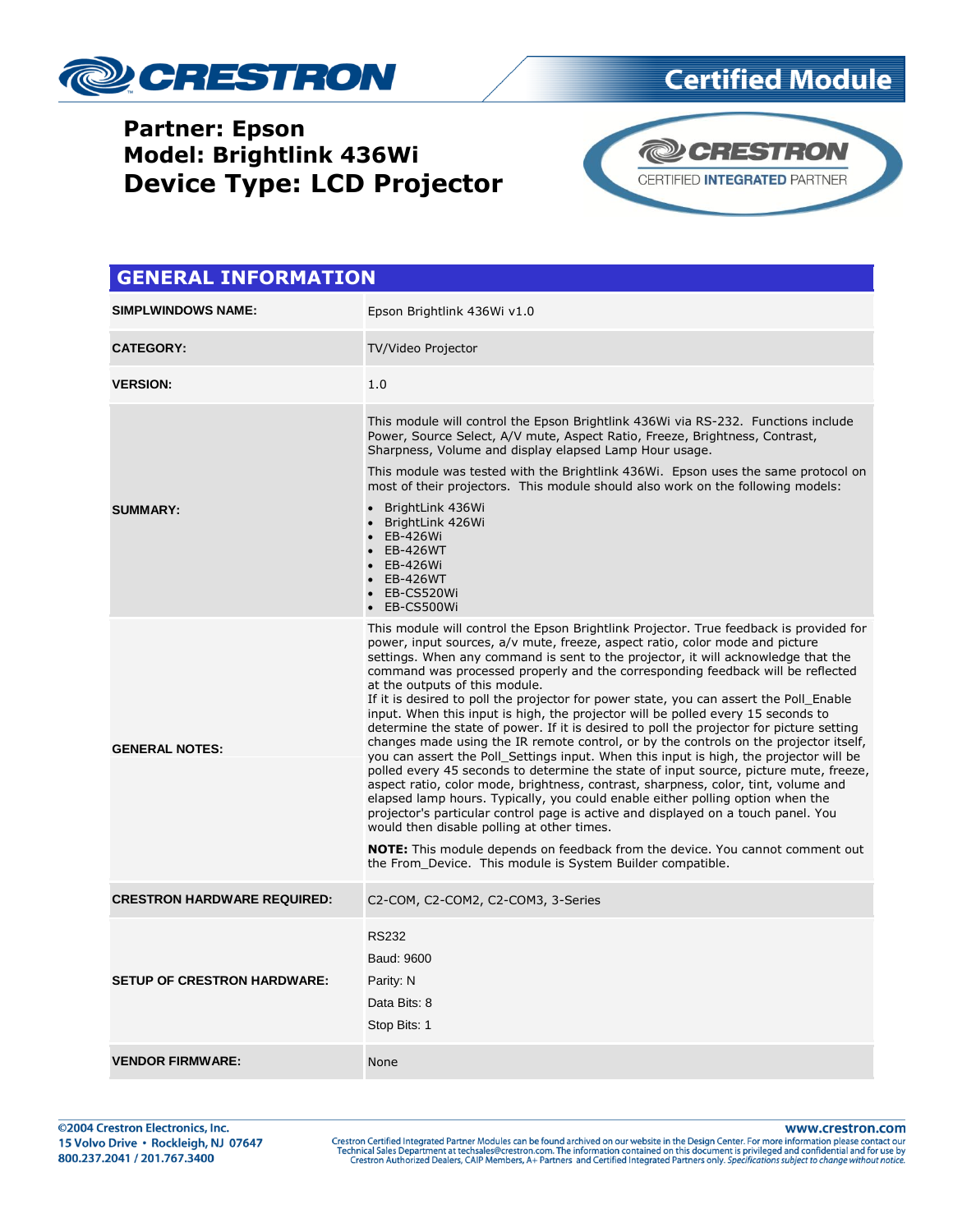CRESTRON

Certified Module

**Partner: Epson**
**Model: Brightlink 436Wi**
# Device Type: LCD Projector

CRESTRON CERTIFIED INTEGRATED PARTNER

## GENERAL INFORMATION

| | |
|---|---|
| **SIMPLWINDOWS NAME:** | Epson Brightlink 436Wi v1.0 |
| **CATEGORY:** | TV/Video Projector |
| **VERSION:** | 1.0 |
| **SUMMARY:** | This module will control the Epson Brightlink 436Wi via RS-232. Functions include Power, Source Select, A/V mute, Aspect Ratio, Freeze, Brightness, Contrast, Sharpness, Volume and display elapsed Lamp Hour usage.<br><br>This module was tested with the Brightlink 436Wi. Epson uses the same protocol on most of their projectors. This module should also work on the following models:<br>• BrightLink 436Wi<br>• BrightLink 426Wi<br>• EB-426Wi<br>• EB-426WT<br>• EB-426Wi<br>• EB-426WT<br>• EB-CS520Wi<br>• EB-CS500Wi |
| **GENERAL NOTES:** | This module will control the Epson Brightlink Projector. True feedback is provided for power, input sources, a/v mute, freeze, aspect ratio, color mode and picture settings. When any command is sent to the projector, it will acknowledge that the command was processed properly and the corresponding feedback will be reflected at the outputs of this module.<br>If it is desired to poll the projector for power state, you can assert the Poll_Enable input. When this input is high, the projector will be polled every 15 seconds to determine the state of power. If it is desired to poll the projector for picture setting changes made using the IR remote control, or by the controls on the projector itself, you can assert the Poll_Settings input. When this input is high, the projector will be polled every 45 seconds to determine the state of input source, picture mute, freeze, aspect ratio, color mode, brightness, contrast, sharpness, color, tint, volume and elapsed lamp hours. Typically, you could enable either polling option when the projector's particular control page is active and displayed on a touch panel. You would then disable polling at other times.<br><br>**NOTE:** This module depends on feedback from the device. You cannot comment out the From_Device. This module is System Builder compatible. |
| **CRESTRON HARDWARE REQUIRED:** | C2-COM, C2-COM2, C2-COM3, 3-Series |
| **SETUP OF CRESTRON HARDWARE:** | RS232<br>Baud: 9600<br>Parity: N<br>Data Bits: 8<br>Stop Bits: 1 |
| **VENDOR FIRMWARE:** | None |

©2004 Crestron Electronics, Inc.
15 Volvo Drive • Rockleigh, NJ 07647
800.237.2041 / 201.767.3400

www.crestron.com
Crestron Certified Integrated Partner Modules can be found archived on our website in the Design Center. For more information please contact our Technical Sales Department at techsales@crestron.com. The information contained on this document is privileged and confidential and for use by Crestron Authorized Dealers, CAIP Members, A+ Partners and Certified Integrated Partners only. *Specifications subject to change without notice.*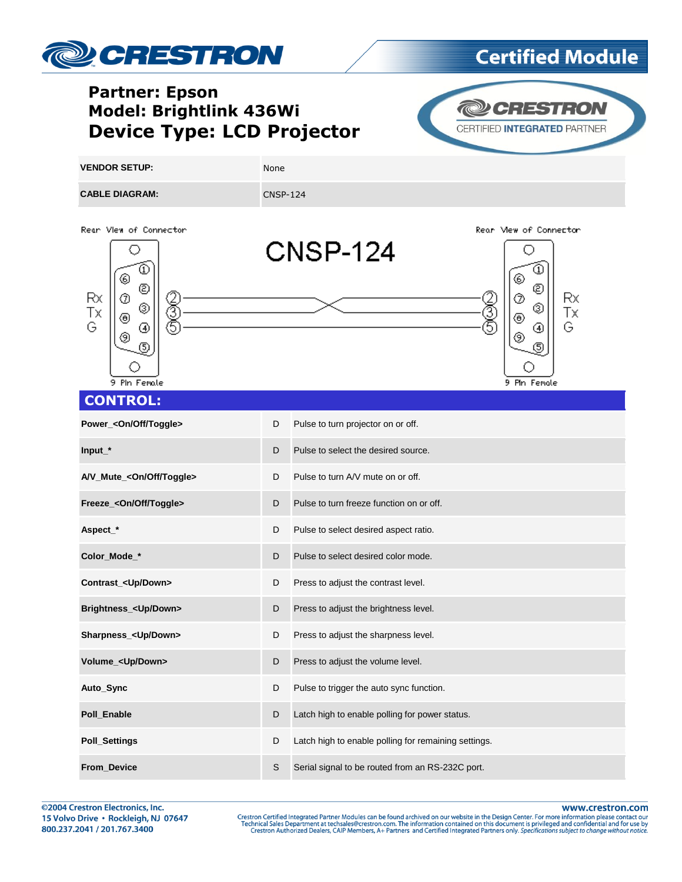# Partner: Epson
# Model: Brightlink 436Wi
# Device Type: LCD Projector

Certified Module

CRESTRON CERTIFIED INTEGRATED PARTNER

| | |
|---|---|
| **VENDOR SETUP:** | None |
| **CABLE DIAGRAM:** | CNSP-124 |

CNSP-124

Rear View of Connector — 9 Pin Female: Rx 2, Tx 3, G 5

Rear View of Connector — 9 Pin Female: Rx 2, Tx 3, G 5

(Pins 2 and 3 crossed; pin 5 straight through)

## CONTROL:

| | | |
|---|---|---|
| **Power_<On/Off/Toggle>** | D | Pulse to turn projector on or off. |
| **Input_*** | D | Pulse to select the desired source. |
| **A/V_Mute_<On/Off/Toggle>** | D | Pulse to turn A/V mute on or off. |
| **Freeze_<On/Off/Toggle>** | D | Pulse to turn freeze function on or off. |
| **Aspect_*** | D | Pulse to select desired aspect ratio. |
| **Color_Mode_*** | D | Pulse to select desired color mode. |
| **Contrast_<Up/Down>** | D | Press to adjust the contrast level. |
| **Brightness_<Up/Down>** | D | Press to adjust the brightness level. |
| **Sharpness_<Up/Down>** | D | Press to adjust the sharpness level. |
| **Volume_<Up/Down>** | D | Press to adjust the volume level. |
| **Auto_Sync** | D | Pulse to trigger the auto sync function. |
| **Poll_Enable** | D | Latch high to enable polling for power status. |
| **Poll_Settings** | D | Latch high to enable polling for remaining settings. |
| **From_Device** | S | Serial signal to be routed from an RS-232C port. |

©2004 Crestron Electronics, Inc.
15 Volvo Drive • Rockleigh, NJ 07647
800.237.2041 / 201.767.3400

www.crestron.com
Crestron Certified Integrated Partner Modules can be found archived on our website in the Design Center. For more information please contact our Technical Sales Department at techsales@crestron.com. The information contained on this document is privileged and confidential and for use by Crestron Authorized Dealers, CAIP Members, A+ Partners and Certified Integrated Partners only. *Specifications subject to change without notice.*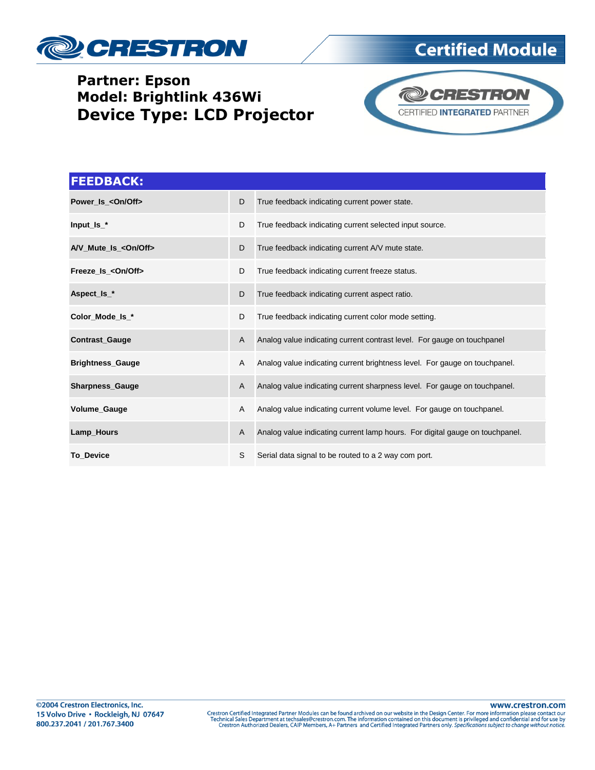**Partner: Epson**
**Model: Brightlink 436Wi**
**Device Type: LCD Projector**

| FEEDBACK: | | |
|---|---|---|
| **Power_Is_<On/Off>** | D | True feedback indicating current power state. |
| **Input_Is_*** | D | True feedback indicating current selected input source. |
| **A/V_Mute_Is_<On/Off>** | D | True feedback indicating current A/V mute state. |
| **Freeze_Is_<On/Off>** | D | True feedback indicating current freeze status. |
| **Aspect_Is_*** | D | True feedback indicating current aspect ratio. |
| **Color_Mode_Is_*** | D | True feedback indicating current color mode setting. |
| **Contrast_Gauge** | A | Analog value indicating current contrast level. For gauge on touchpanel |
| **Brightness_Gauge** | A | Analog value indicating current brightness level. For gauge on touchpanel. |
| **Sharpness_Gauge** | A | Analog value indicating current sharpness level. For gauge on touchpanel. |
| **Volume_Gauge** | A | Analog value indicating current volume level. For gauge on touchpanel. |
| **Lamp_Hours** | A | Analog value indicating current lamp hours. For digital gauge on touchpanel. |
| **To_Device** | S | Serial data signal to be routed to a 2 way com port. |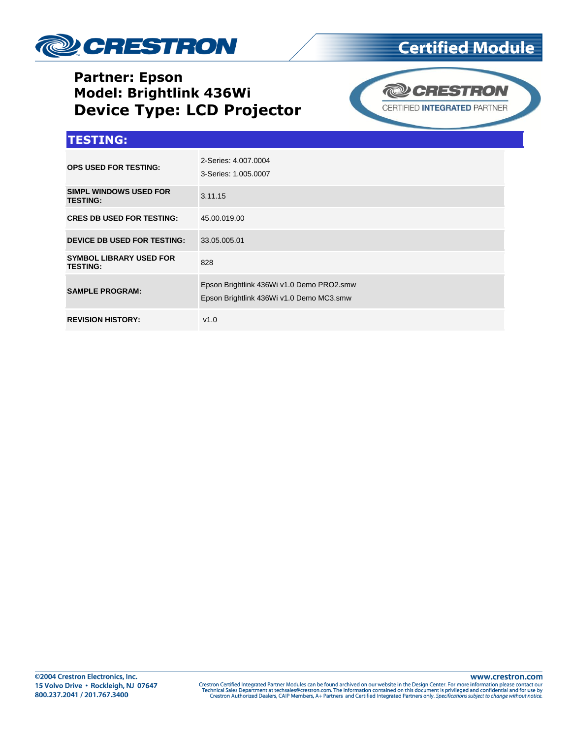## Partner: Epson
## Model: Brightlink 436Wi
## Device Type: LCD Projector

## TESTING:

| | |
|---|---|
| **OPS USED FOR TESTING:** | 2-Series: 4.007.0004<br>3-Series: 1.005.0007 |
| **SIMPL WINDOWS USED FOR TESTING:** | 3.11.15 |
| **CRES DB USED FOR TESTING:** | 45.00.019.00 |
| **DEVICE DB USED FOR TESTING:** | 33.05.005.01 |
| **SYMBOL LIBRARY USED FOR TESTING:** | 828 |
| **SAMPLE PROGRAM:** | Epson Brightlink 436Wi v1.0 Demo PRO2.smw<br>Epson Brightlink 436Wi v1.0 Demo MC3.smw |
| **REVISION HISTORY:** | v1.0 |